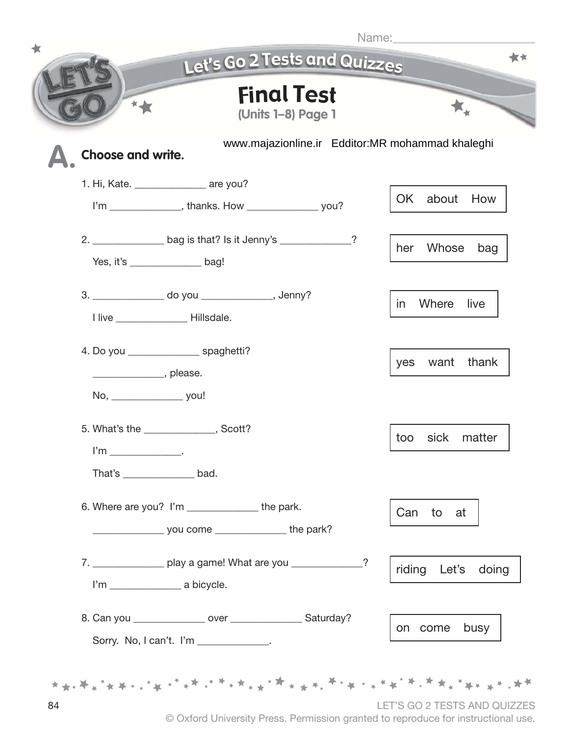Name:______________________

Let's Go 2 Tests and Quizzes

# Final Test

(Units 1–8) Page 1

www.majazionline.ir Edditor:MR mohammad khaleghi

## A. Choose and write.

1. Hi, Kate. _____________ are you?
   I'm _____________, thanks. How _____________ you?

   | OK about How |
   |---|

2. _____________ bag is that? Is it Jenny's _____________?
   Yes, it's _____________ bag!

   | her Whose bag |
   |---|

3. _____________ do you _____________, Jenny?
   I live _____________ Hillsdale.

   | in Where live |
   |---|

4. Do you _____________ spaghetti?
   _____________, please.
   No, _____________ you!

   | yes want thank |
   |---|

5. What's the _____________, Scott?
   I'm _____________.
   That's _____________ bad.

   | too sick matter |
   |---|

6. Where are you? I'm _____________ the park.
   _____________ you come _____________ the park?

   | Can to at |
   |---|

7. _____________ play a game! What are you _____________?
   I'm _____________ a bicycle.

   | riding Let's doing |
   |---|

8. Can you _____________ over _____________ Saturday?
   Sorry. No, I can't. I'm _____________.

   | on come busy |
   |---|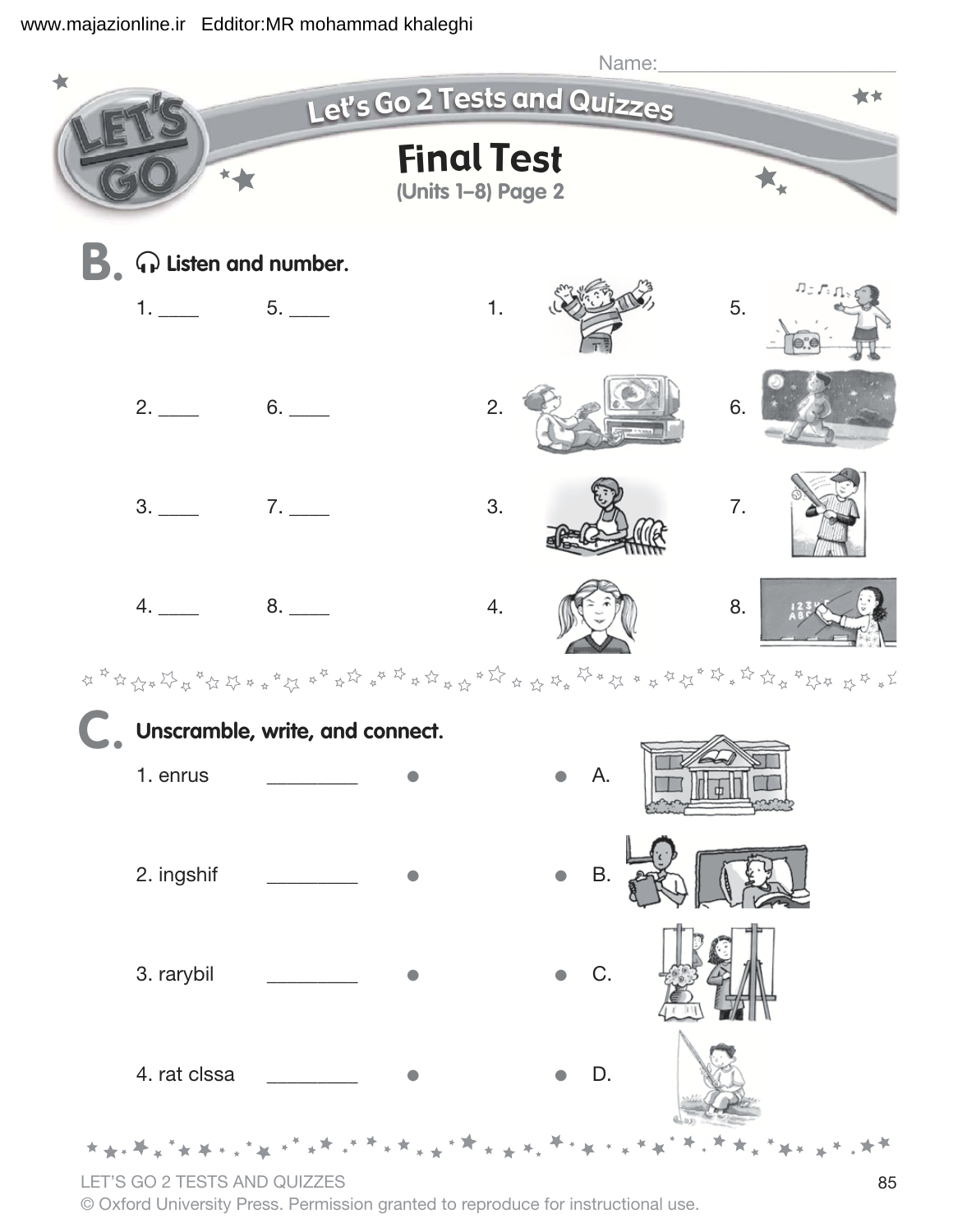Name:______________________

# Let's Go 2 Tests and Quizzes

## Final Test
(Units 1–8) Page 2

## B. Listen and number.

1. ____ 5. ____

2. ____ 6. ____

3. ____ 7. ____

4. ____ 8. ____

1. 5.

2. 6.

3. 7.

4. 8.

## C. Unscramble, write, and connect.

1. enrus ________ ● ● A.

2. ingshif ________ ● ● B.

3. rarybil ________ ● ● C.

4. rat clssa ________ ● ● D.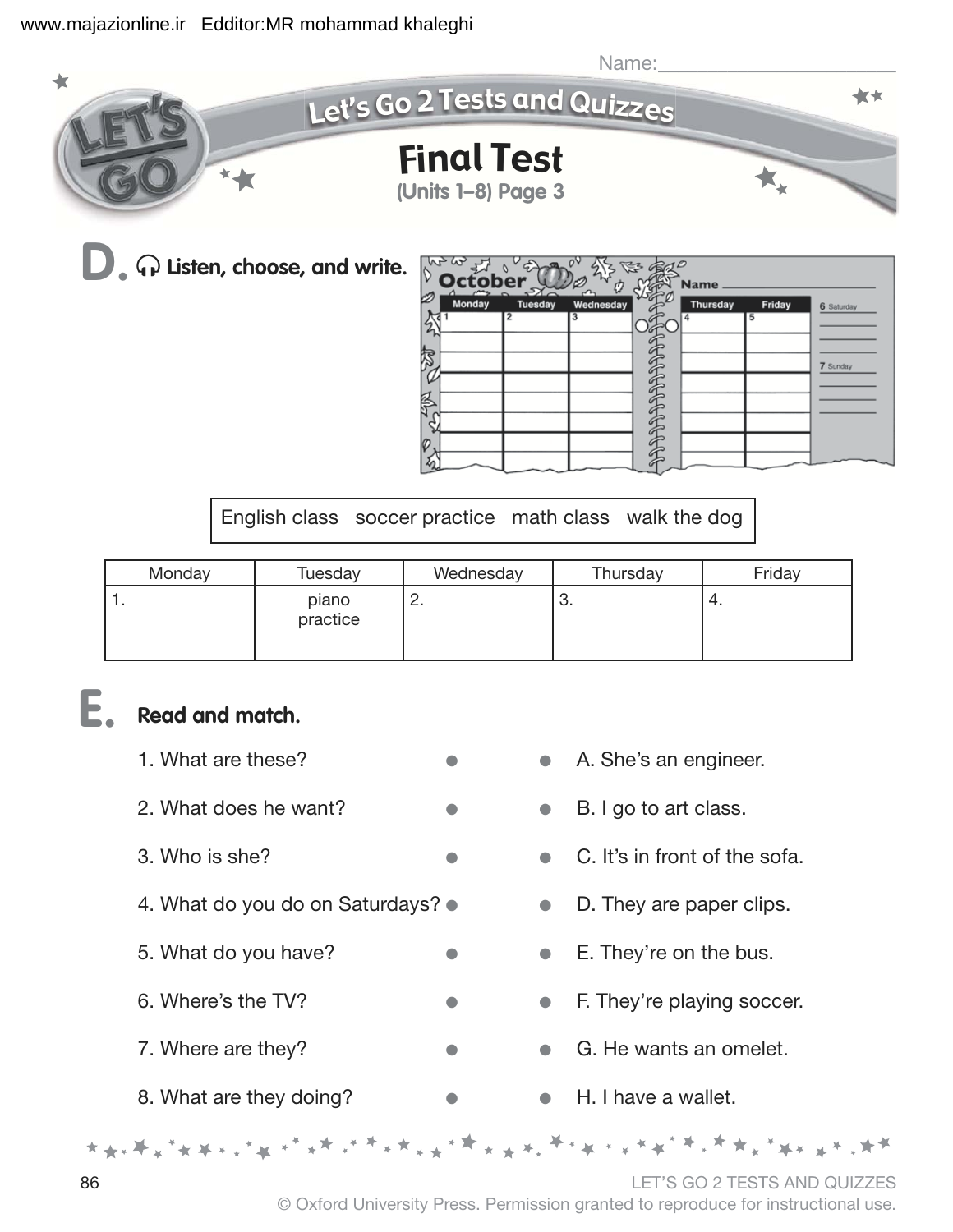Name:

# Let's Go 2 Tests and Quizzes

## Final Test

(Units 1–8) Page 3

## D. Listen, choose, and write.

English class   soccer practice   math class   walk the dog

| Monday | Tuesday | Wednesday | Thursday | Friday |
|---|---|---|---|---|
| 1. | piano practice | 2. | 3. | 4. |

## E. Read and match.

1. What are these?
2. What does he want?
3. Who is she?
4. What do you do on Saturdays?
5. What do you have?
6. Where's the TV?
7. Where are they?
8. What are they doing?

A. She's an engineer.
B. I go to art class.
C. It's in front of the sofa.
D. They are paper clips.
E. They're on the bus.
F. They're playing soccer.
G. He wants an omelet.
H. I have a wallet.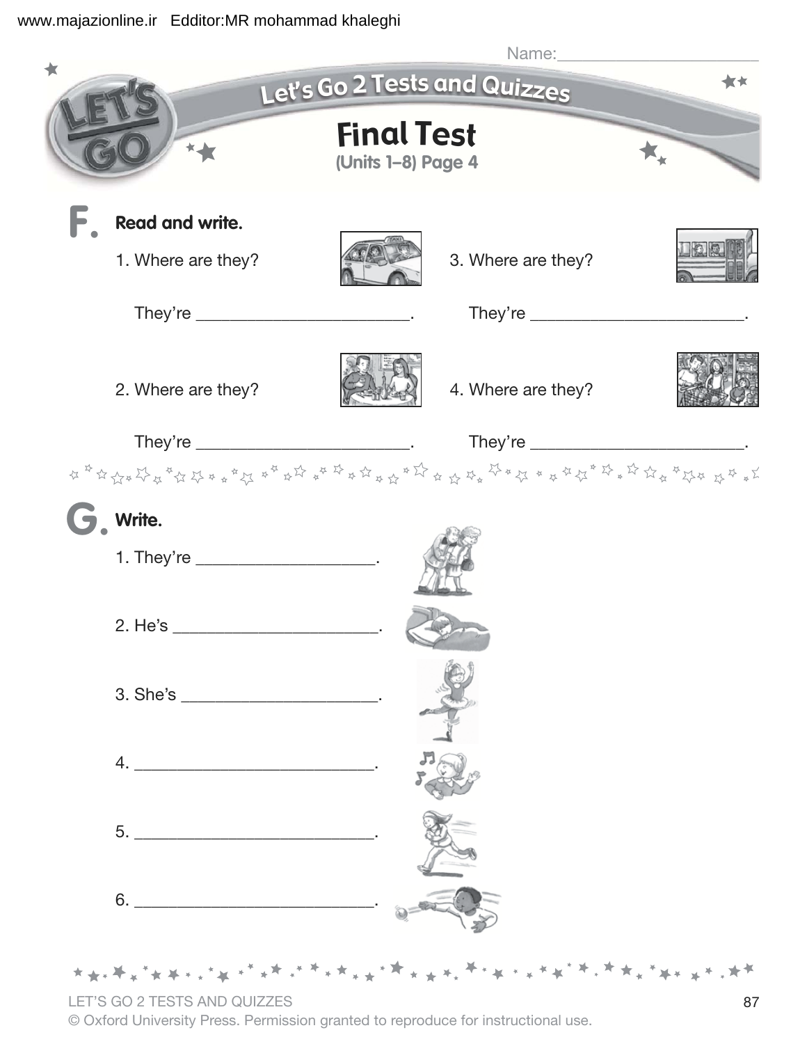Name:_______________________

# Let's Go 2 Tests and Quizzes

## Final Test

**(Units 1–8) Page 4**

## F. Read and write.

1. Where are they?

   They're ________________________.

2. Where are they?

   They're ________________________.

3. Where are they?

   They're ________________________.

4. Where are they?

   They're ________________________.

## G. Write.

1. They're ____________________.

2. He's ______________________.

3. She's _____________________.

4. ___________________________.

5. ___________________________.

6. ___________________________.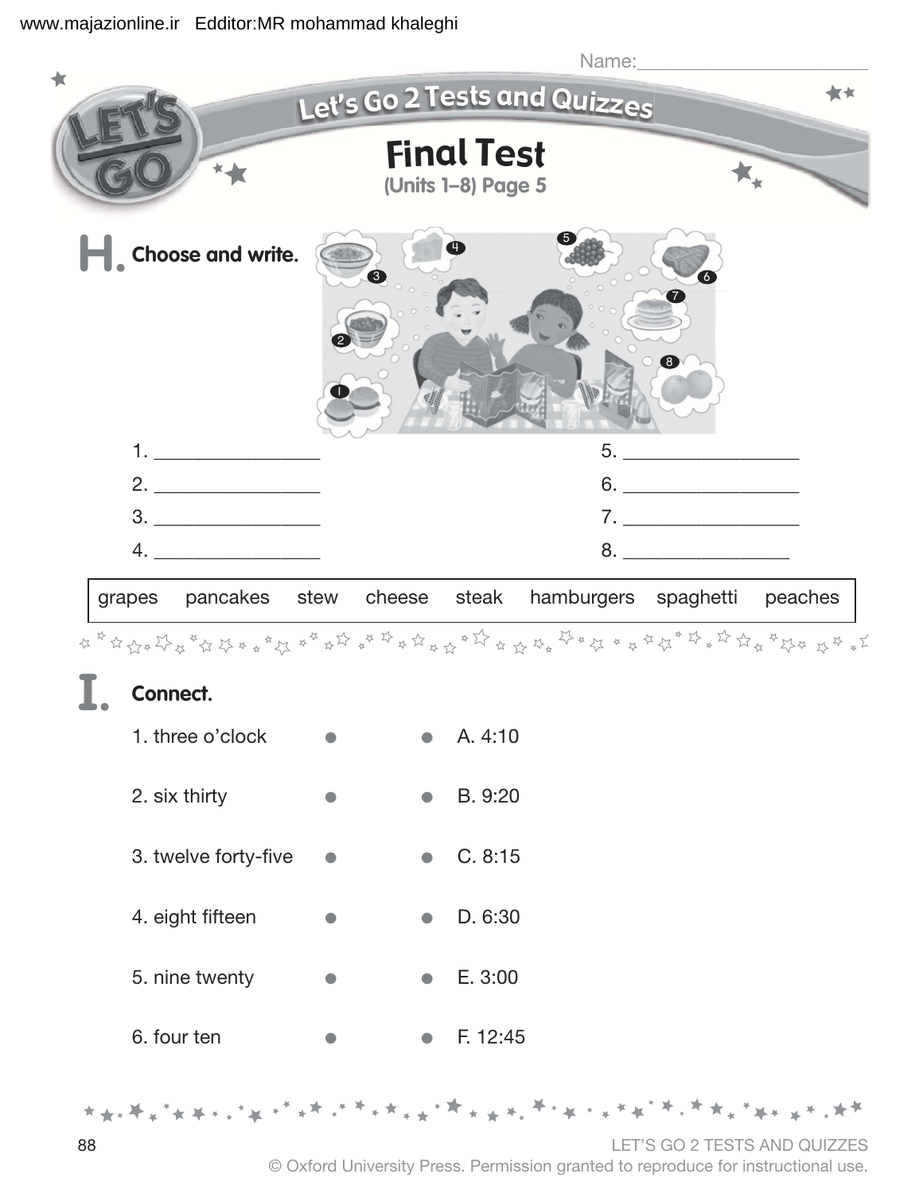Name:______________________

# Let's Go 2 Tests and Quizzes

## Final Test
(Units 1–8) Page 5

## H. Choose and write.

1. ________________
2. ________________
3. ________________
4. ________________
5. ________________
6. ________________
7. ________________
8. ________________

| grapes | pancakes | stew | cheese | steak | hamburgers | spaghetti | peaches |
|---|---|---|---|---|---|---|---|

## I. Connect.

1. three o'clock • • A. 4:10
2. six thirty • • B. 9:20
3. twelve forty-five • • C. 8:15
4. eight fifteen • • D. 6:30
5. nine twenty • • E. 3:00
6. four ten • • F. 12:45

LET'S GO 2 TESTS AND QUIZZES
© Oxford University Press. Permission granted to reproduce for instructional use.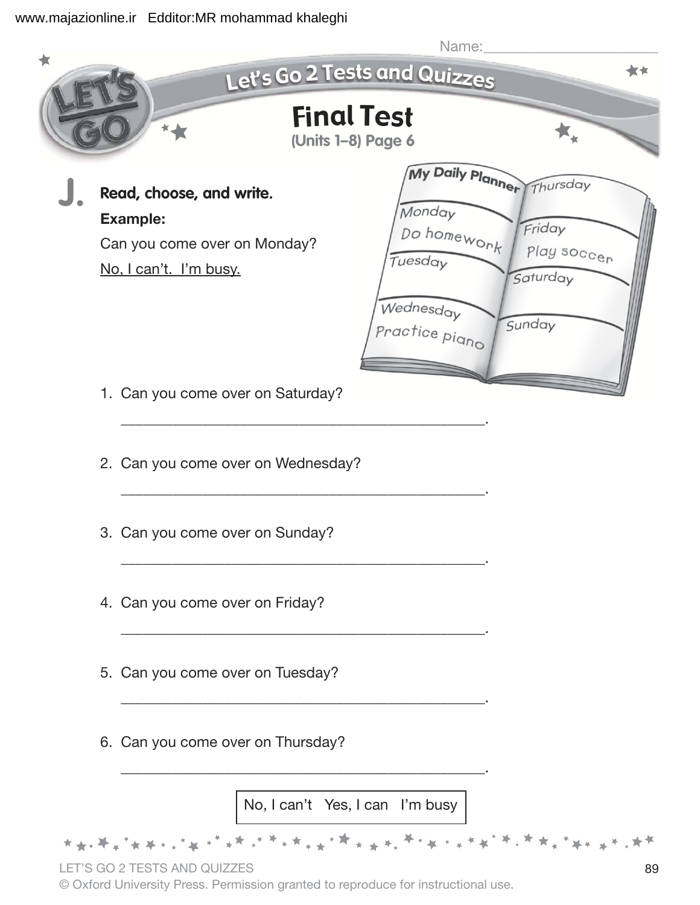Name:______________________

# Let's Go 2 Tests and Quizzes

## Final Test

**(Units 1–8) Page 6**

### J. Read, choose, and write.

**Example:**

Can you come over on Monday?

No, I can't.  I'm busy.

My Daily Planner

Monday
Do homework

Tuesday

Wednesday
Practice piano

Thursday

Friday
Play soccer

Saturday

Sunday

1. Can you come over on Saturday?

   ____________________________________________.

2. Can you come over on Wednesday?

   ____________________________________________.

3. Can you come over on Sunday?

   ____________________________________________.

4. Can you come over on Friday?

   ____________________________________________.

5. Can you come over on Tuesday?

   ____________________________________________.

6. Can you come over on Thursday?

   ____________________________________________.

| No, I can't | Yes, I can | I'm busy |
| --- | --- | --- |

© Oxford University Press. Permission granted to reproduce for instructional use.